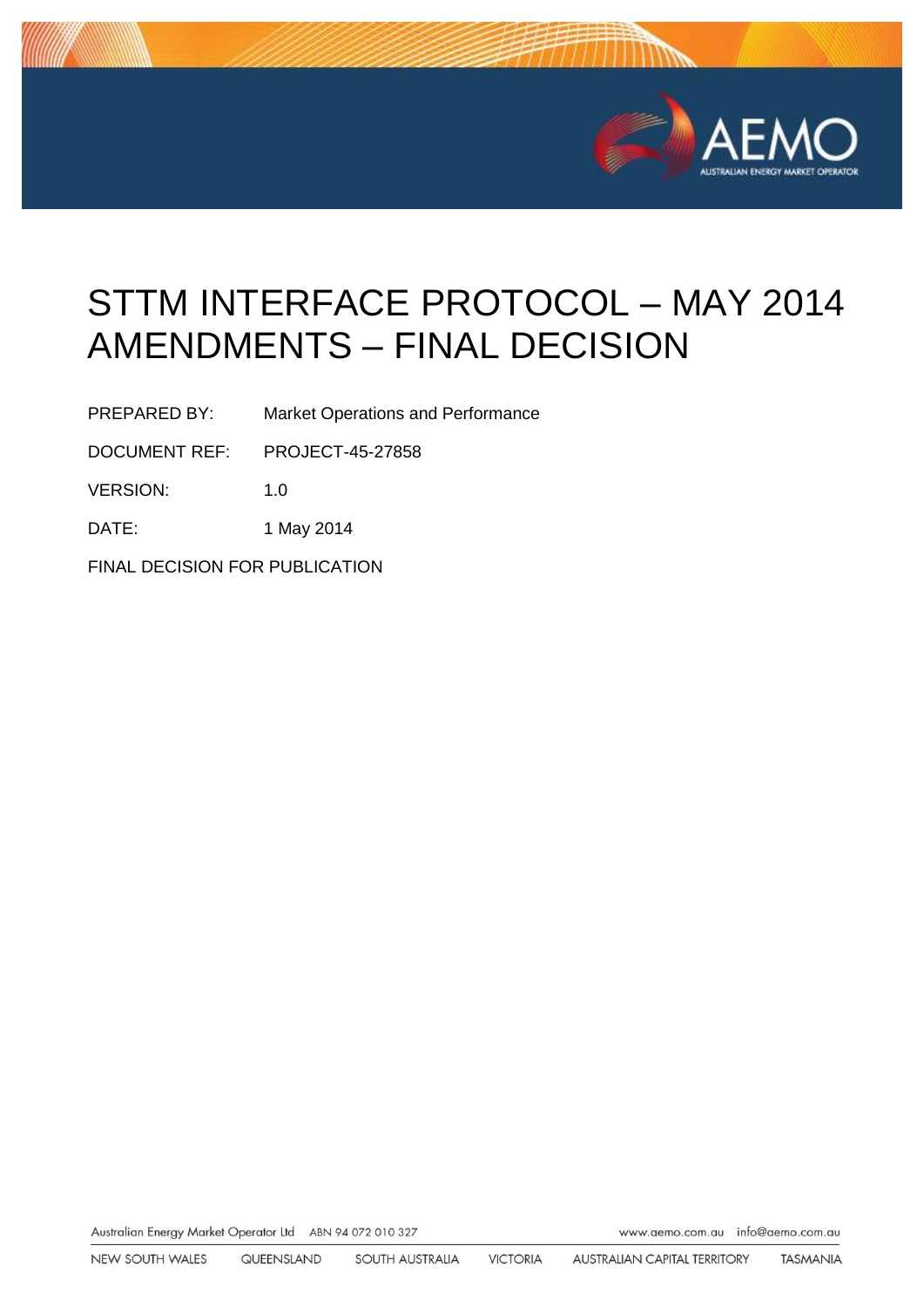# STTM INTERFACE PROTOCOL – MAY 2014 AMENDMENTS – FINAL DECISION

PREPARED BY: Market Operations and Performance

DOCUMENT REF: PROJECT-45-27858

VERSION: 1.0

DATE: 1 May 2014

FINAL DECISION FOR PUBLICATION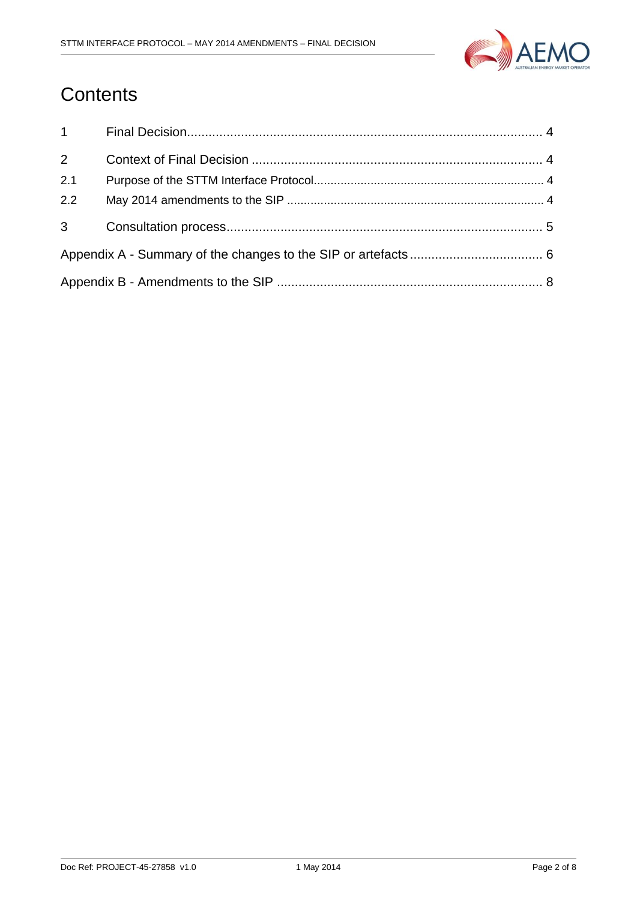# Contents

| | | |
|---|---|---|
| 1 | Final Decision | 4 |
| 2 | Context of Final Decision | 4 |
| 2.1 | Purpose of the STTM Interface Protocol | 4 |
| 2.2 | May 2014 amendments to the SIP | 4 |
| 3 | Consultation process | 5 |
| Appendix A - Summary of the changes to the SIP or artefacts | | 6 |
| Appendix B - Amendments to the SIP | | 8 |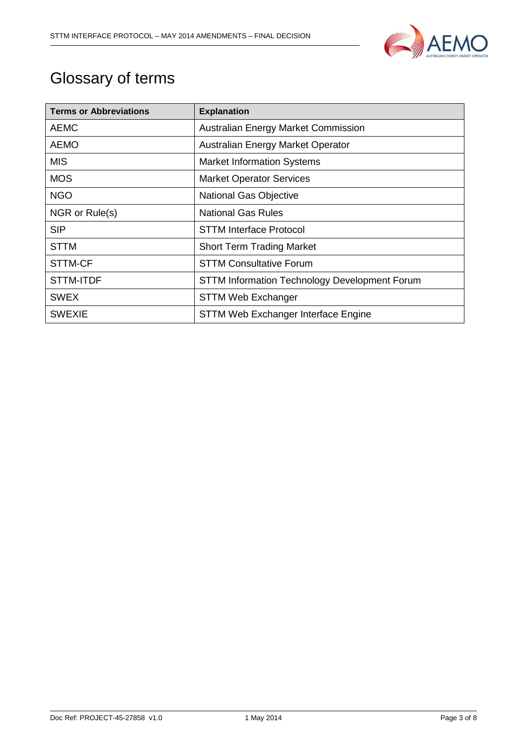# Glossary of terms

| Terms or Abbreviations | Explanation |
| --- | --- |
| AEMC | Australian Energy Market Commission |
| AEMO | Australian Energy Market Operator |
| MIS | Market Information Systems |
| MOS | Market Operator Services |
| NGO | National Gas Objective |
| NGR or Rule(s) | National Gas Rules |
| SIP | STTM Interface Protocol |
| STTM | Short Term Trading Market |
| STTM-CF | STTM Consultative Forum |
| STTM-ITDF | STTM Information Technology Development Forum |
| SWEX | STTM Web Exchanger |
| SWEXIE | STTM Web Exchanger Interface Engine |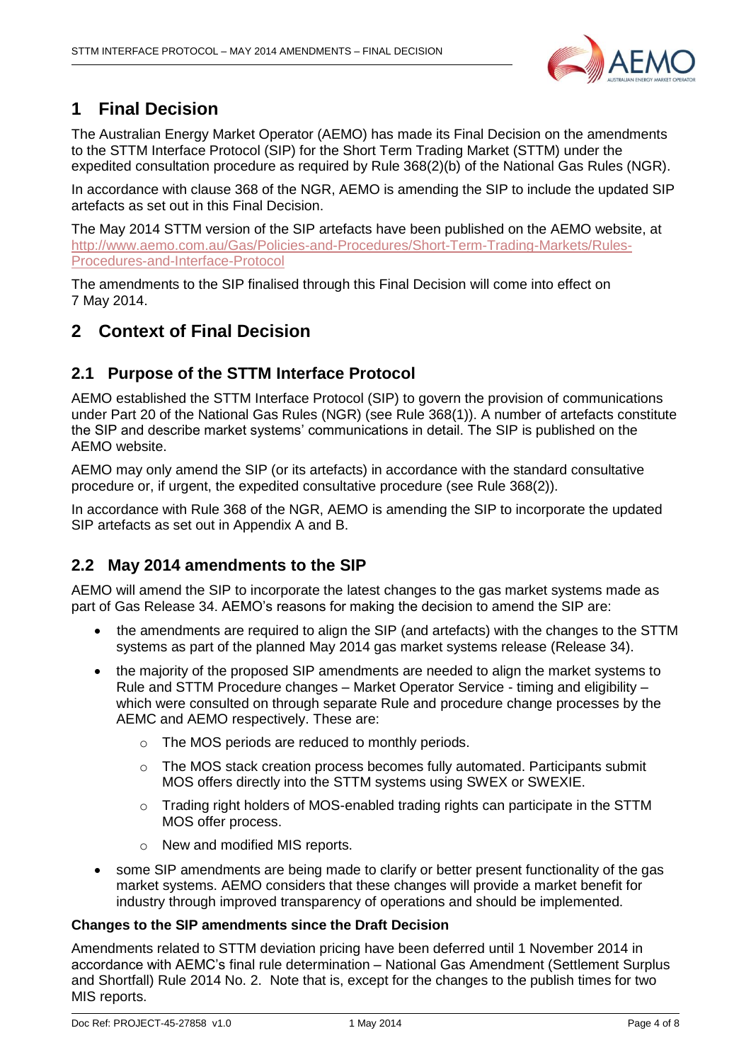# 1 Final Decision

The Australian Energy Market Operator (AEMO) has made its Final Decision on the amendments to the STTM Interface Protocol (SIP) for the Short Term Trading Market (STTM) under the expedited consultation procedure as required by Rule 368(2)(b) of the National Gas Rules (NGR).

In accordance with clause 368 of the NGR, AEMO is amending the SIP to include the updated SIP artefacts as set out in this Final Decision.

The May 2014 STTM version of the SIP artefacts have been published on the AEMO website, at http://www.aemo.com.au/Gas/Policies-and-Procedures/Short-Term-Trading-Markets/Rules-Procedures-and-Interface-Protocol

The amendments to the SIP finalised through this Final Decision will come into effect on 7 May 2014.

# 2 Context of Final Decision

## 2.1 Purpose of the STTM Interface Protocol

AEMO established the STTM Interface Protocol (SIP) to govern the provision of communications under Part 20 of the National Gas Rules (NGR) (see Rule 368(1)). A number of artefacts constitute the SIP and describe market systems' communications in detail. The SIP is published on the AEMO website.

AEMO may only amend the SIP (or its artefacts) in accordance with the standard consultative procedure or, if urgent, the expedited consultative procedure (see Rule 368(2)).

In accordance with Rule 368 of the NGR, AEMO is amending the SIP to incorporate the updated SIP artefacts as set out in Appendix A and B.

## 2.2 May 2014 amendments to the SIP

AEMO will amend the SIP to incorporate the latest changes to the gas market systems made as part of Gas Release 34. AEMO's reasons for making the decision to amend the SIP are:

- the amendments are required to align the SIP (and artefacts) with the changes to the STTM systems as part of the planned May 2014 gas market systems release (Release 34).
- the majority of the proposed SIP amendments are needed to align the market systems to Rule and STTM Procedure changes – Market Operator Service - timing and eligibility – which were consulted on through separate Rule and procedure change processes by the AEMC and AEMO respectively. These are:
  - The MOS periods are reduced to monthly periods.
  - The MOS stack creation process becomes fully automated. Participants submit MOS offers directly into the STTM systems using SWEX or SWEXIE.
  - Trading right holders of MOS-enabled trading rights can participate in the STTM MOS offer process.
  - New and modified MIS reports.
- some SIP amendments are being made to clarify or better present functionality of the gas market systems. AEMO considers that these changes will provide a market benefit for industry through improved transparency of operations and should be implemented.

**Changes to the SIP amendments since the Draft Decision**

Amendments related to STTM deviation pricing have been deferred until 1 November 2014 in accordance with AEMC's final rule determination – National Gas Amendment (Settlement Surplus and Shortfall) Rule 2014 No. 2. Note that is, except for the changes to the publish times for two MIS reports.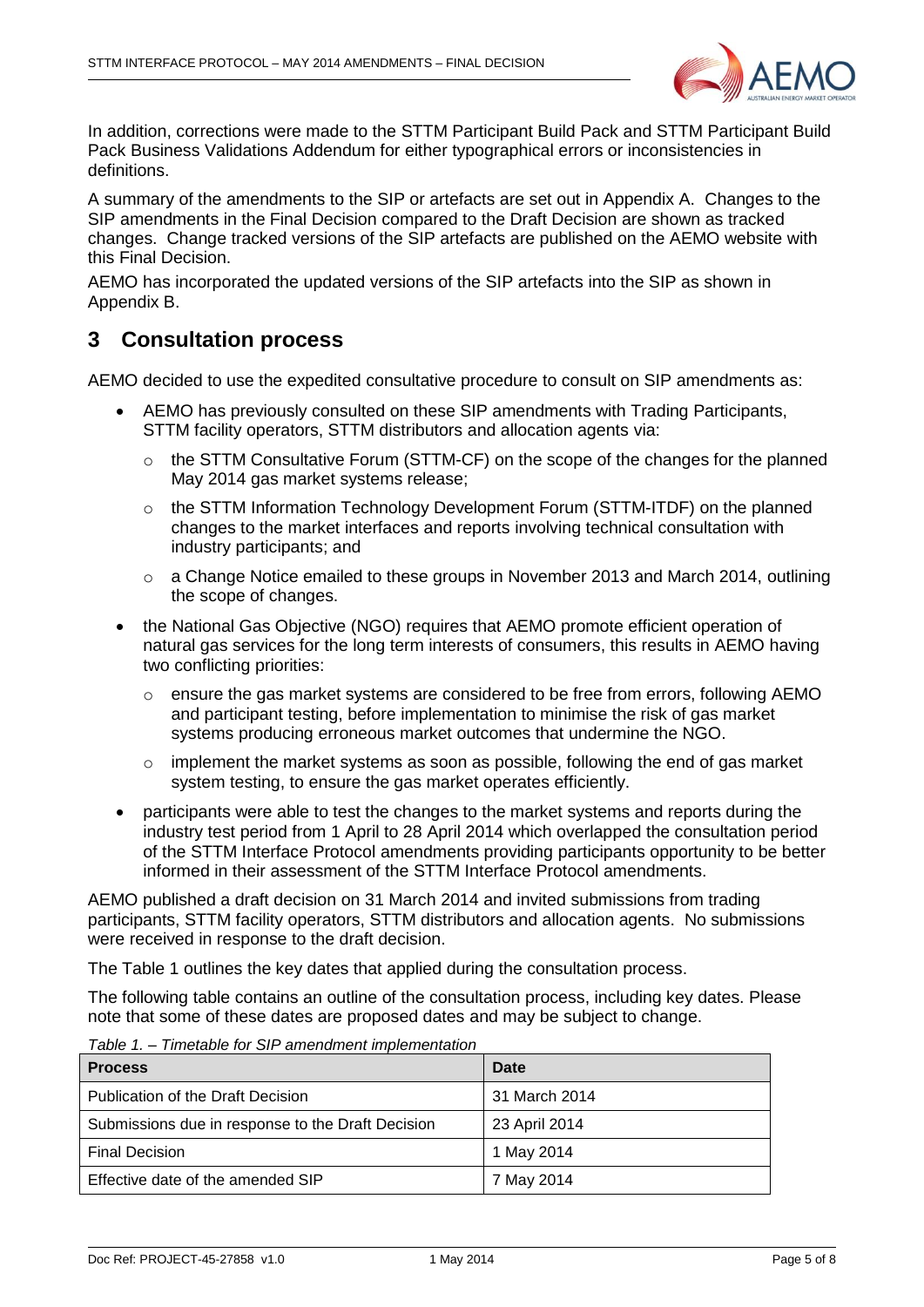In addition, corrections were made to the STTM Participant Build Pack and STTM Participant Build Pack Business Validations Addendum for either typographical errors or inconsistencies in definitions.

A summary of the amendments to the SIP or artefacts are set out in Appendix A. Changes to the SIP amendments in the Final Decision compared to the Draft Decision are shown as tracked changes. Change tracked versions of the SIP artefacts are published on the AEMO website with this Final Decision.

AEMO has incorporated the updated versions of the SIP artefacts into the SIP as shown in Appendix B.

# 3 Consultation process

AEMO decided to use the expedited consultative procedure to consult on SIP amendments as:

- AEMO has previously consulted on these SIP amendments with Trading Participants, STTM facility operators, STTM distributors and allocation agents via:
  - the STTM Consultative Forum (STTM-CF) on the scope of the changes for the planned May 2014 gas market systems release;
  - the STTM Information Technology Development Forum (STTM-ITDF) on the planned changes to the market interfaces and reports involving technical consultation with industry participants; and
  - a Change Notice emailed to these groups in November 2013 and March 2014, outlining the scope of changes.
- the National Gas Objective (NGO) requires that AEMO promote efficient operation of natural gas services for the long term interests of consumers, this results in AEMO having two conflicting priorities:
  - ensure the gas market systems are considered to be free from errors, following AEMO and participant testing, before implementation to minimise the risk of gas market systems producing erroneous market outcomes that undermine the NGO.
  - implement the market systems as soon as possible, following the end of gas market system testing, to ensure the gas market operates efficiently.
- participants were able to test the changes to the market systems and reports during the industry test period from 1 April to 28 April 2014 which overlapped the consultation period of the STTM Interface Protocol amendments providing participants opportunity to be better informed in their assessment of the STTM Interface Protocol amendments.

AEMO published a draft decision on 31 March 2014 and invited submissions from trading participants, STTM facility operators, STTM distributors and allocation agents. No submissions were received in response to the draft decision.

The Table 1 outlines the key dates that applied during the consultation process.

The following table contains an outline of the consultation process, including key dates. Please note that some of these dates are proposed dates and may be subject to change.

*Table 1. – Timetable for SIP amendment implementation*

| Process | Date |
|---|---|
| Publication of the Draft Decision | 31 March 2014 |
| Submissions due in response to the Draft Decision | 23 April 2014 |
| Final Decision | 1 May 2014 |
| Effective date of the amended SIP | 7 May 2014 |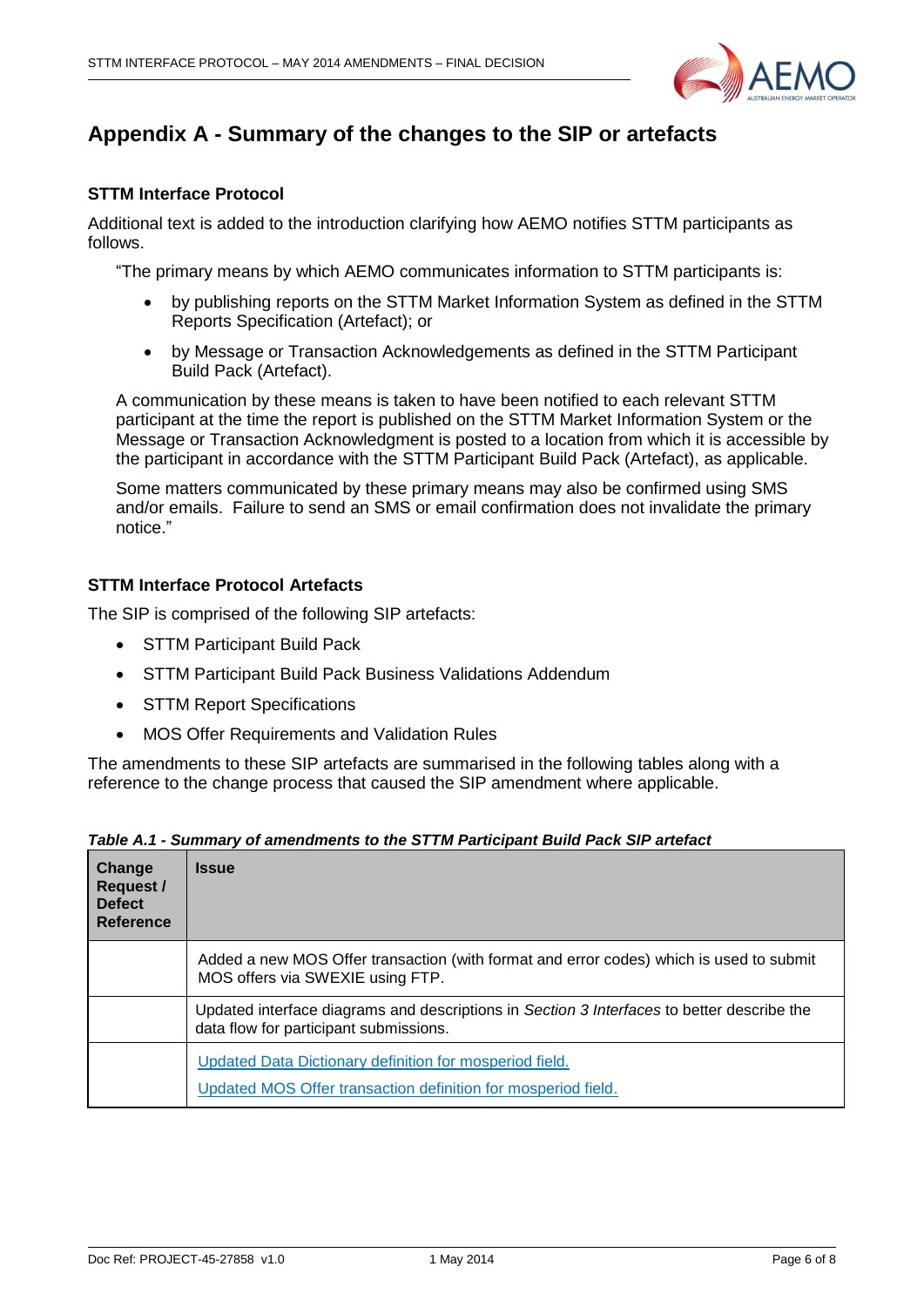# Appendix A - Summary of the changes to the SIP or artefacts

### STTM Interface Protocol

Additional text is added to the introduction clarifying how AEMO notifies STTM participants as follows.

> "The primary means by which AEMO communicates information to STTM participants is:
>
> - by publishing reports on the STTM Market Information System as defined in the STTM Reports Specification (Artefact); or
> - by Message or Transaction Acknowledgements as defined in the STTM Participant Build Pack (Artefact).
>
> A communication by these means is taken to have been notified to each relevant STTM participant at the time the report is published on the STTM Market Information System or the Message or Transaction Acknowledgment is posted to a location from which it is accessible by the participant in accordance with the STTM Participant Build Pack (Artefact), as applicable.
>
> Some matters communicated by these primary means may also be confirmed using SMS and/or emails. Failure to send an SMS or email confirmation does not invalidate the primary notice."

### STTM Interface Protocol Artefacts

The SIP is comprised of the following SIP artefacts:

- STTM Participant Build Pack
- STTM Participant Build Pack Business Validations Addendum
- STTM Report Specifications
- MOS Offer Requirements and Validation Rules

The amendments to these SIP artefacts are summarised in the following tables along with a reference to the change process that caused the SIP amendment where applicable.

***Table A.1 - Summary of amendments to the STTM Participant Build Pack SIP artefact***

| Change Request / Defect Reference | Issue |
| --- | --- |
| | Added a new MOS Offer transaction (with format and error codes) which is used to submit MOS offers via SWEXIE using FTP. |
| | Updated interface diagrams and descriptions in *Section 3 Interfaces* to better describe the data flow for participant submissions. |
| | Updated Data Dictionary definition for mosperiod field.<br>Updated MOS Offer transaction definition for mosperiod field. |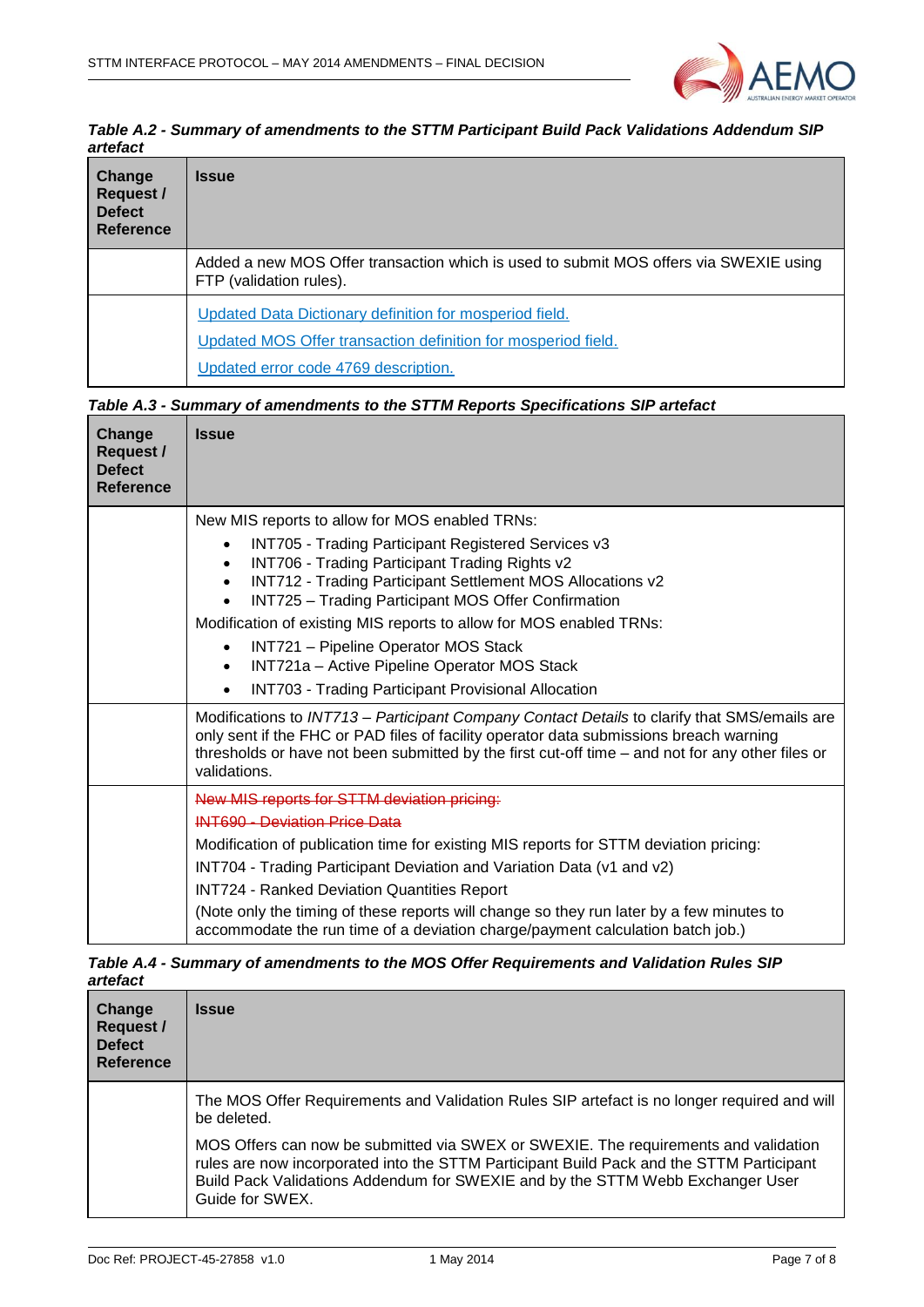*Table A.2 - Summary of amendments to the STTM Participant Build Pack Validations Addendum SIP artefact*

| Change Request / Defect Reference | Issue |
|---|---|
| | Added a new MOS Offer transaction which is used to submit MOS offers via SWEXIE using FTP (validation rules). |
| | Updated Data Dictionary definition for mosperiod field.<br>Updated MOS Offer transaction definition for mosperiod field.<br>Updated error code 4769 description. |

*Table A.3 - Summary of amendments to the STTM Reports Specifications SIP artefact*

| Change Request / Defect Reference | Issue |
|---|---|
| | New MIS reports to allow for MOS enabled TRNs:<br>• INT705 - Trading Participant Registered Services v3<br>• INT706 - Trading Participant Trading Rights v2<br>• INT712 - Trading Participant Settlement MOS Allocations v2<br>• INT725 – Trading Participant MOS Offer Confirmation<br>Modification of existing MIS reports to allow for MOS enabled TRNs:<br>• INT721 – Pipeline Operator MOS Stack<br>• INT721a – Active Pipeline Operator MOS Stack<br>• INT703 - Trading Participant Provisional Allocation |
| | Modifications to *INT713 – Participant Company Contact Details* to clarify that SMS/emails are only sent if the FHC or PAD files of facility operator data submissions breach warning thresholds or have not been submitted by the first cut-off time – and not for any other files or validations. |
| | ~~New MIS reports for STTM deviation pricing:~~<br>~~INT690 - Deviation Price Data~~<br>Modification of publication time for existing MIS reports for STTM deviation pricing:<br>INT704 - Trading Participant Deviation and Variation Data (v1 and v2)<br>INT724 - Ranked Deviation Quantities Report<br>(Note only the timing of these reports will change so they run later by a few minutes to accommodate the run time of a deviation charge/payment calculation batch job.) |

*Table A.4 - Summary of amendments to the MOS Offer Requirements and Validation Rules SIP artefact*

| Change Request / Defect Reference | Issue |
|---|---|
| | The MOS Offer Requirements and Validation Rules SIP artefact is no longer required and will be deleted.<br>MOS Offers can now be submitted via SWEX or SWEXIE. The requirements and validation rules are now incorporated into the STTM Participant Build Pack and the STTM Participant Build Pack Validations Addendum for SWEXIE and by the STTM Webb Exchanger User Guide for SWEX. |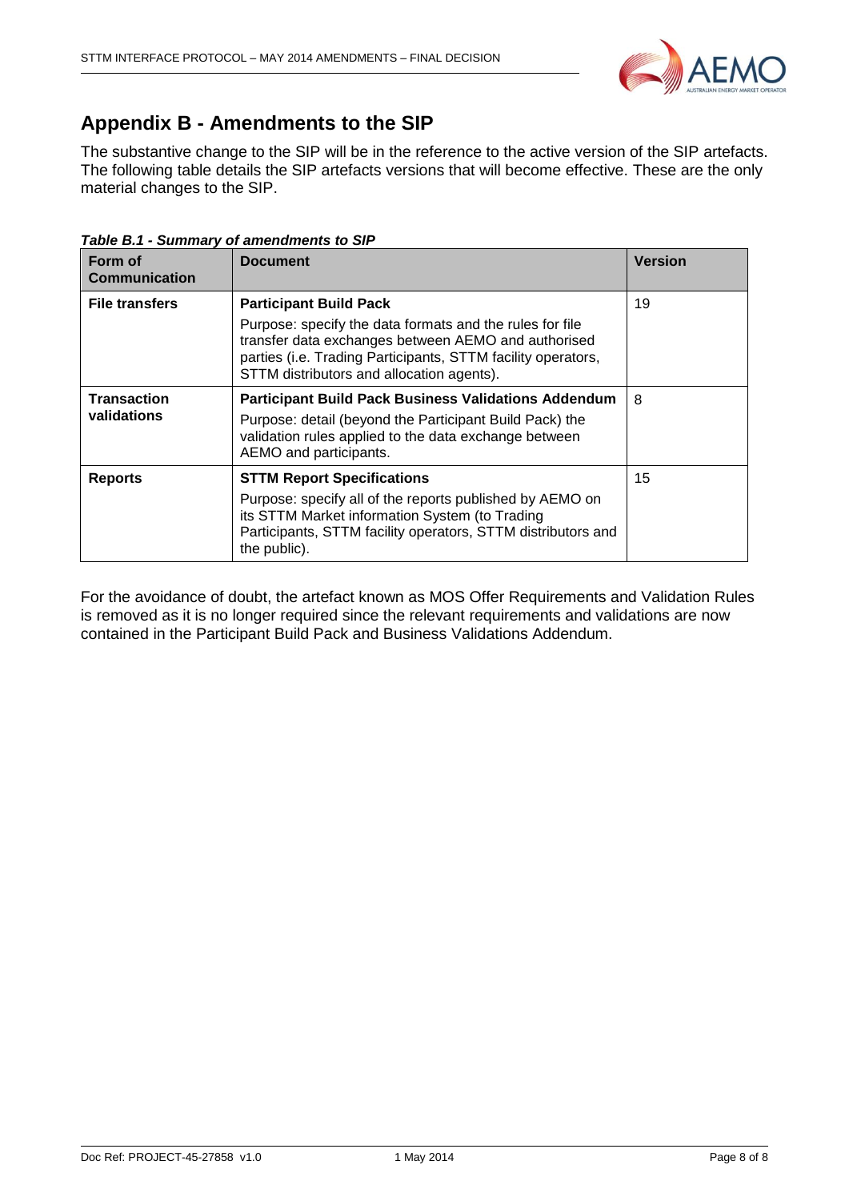## Appendix B - Amendments to the SIP

The substantive change to the SIP will be in the reference to the active version of the SIP artefacts. The following table details the SIP artefacts versions that will become effective. These are the only material changes to the SIP.

***Table B.1 - Summary of amendments to SIP***

| Form of Communication | Document | Version |
|---|---|---|
| **File transfers** | **Participant Build Pack**<br>Purpose: specify the data formats and the rules for file transfer data exchanges between AEMO and authorised parties (i.e. Trading Participants, STTM facility operators, STTM distributors and allocation agents). | 19 |
| **Transaction validations** | **Participant Build Pack Business Validations Addendum**<br>Purpose: detail (beyond the Participant Build Pack) the validation rules applied to the data exchange between AEMO and participants. | 8 |
| **Reports** | **STTM Report Specifications**<br>Purpose: specify all of the reports published by AEMO on its STTM Market information System (to Trading Participants, STTM facility operators, STTM distributors and the public). | 15 |

For the avoidance of doubt, the artefact known as MOS Offer Requirements and Validation Rules is removed as it is no longer required since the relevant requirements and validations are now contained in the Participant Build Pack and Business Validations Addendum.